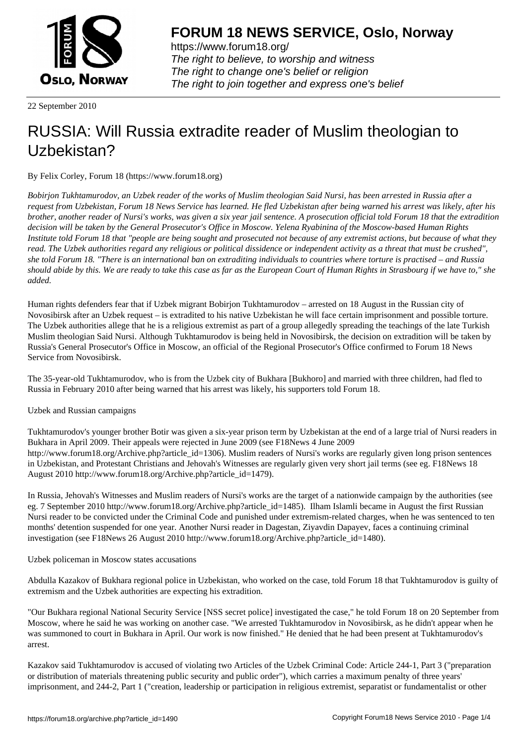# FORUM 18 NEWS SERVICE, Oslo, Norway

https://www.forum18.org/
*The right to believe, to worship and witness*
*The right to change one's belief or religion*
*The right to join together and express one's belief*

22 September 2010

# RUSSIA: Will Russia extradite reader of Muslim theologian to Uzbekistan?

By Felix Corley, Forum 18 (https://www.forum18.org)

*Bobirjon Tukhtamurodov, an Uzbek reader of the works of Muslim theologian Said Nursi, has been arrested in Russia after a request from Uzbekistan, Forum 18 News Service has learned. He fled Uzbekistan after being warned his arrest was likely, after his brother, another reader of Nursi's works, was given a six year jail sentence. A prosecution official told Forum 18 that the extradition decision will be taken by the General Prosecutor's Office in Moscow. Yelena Ryabinina of the Moscow-based Human Rights Institute told Forum 18 that "people are being sought and prosecuted not because of any extremist actions, but because of what they read. The Uzbek authorities regard any religious or political dissidence or independent activity as a threat that must be crushed", she told Forum 18. "There is an international ban on extraditing individuals to countries where torture is practised – and Russia should abide by this. We are ready to take this case as far as the European Court of Human Rights in Strasbourg if we have to," she added.*

Human rights defenders fear that if Uzbek migrant Bobirjon Tukhtamurodov – arrested on 18 August in the Russian city of Novosibirsk after an Uzbek request – is extradited to his native Uzbekistan he will face certain imprisonment and possible torture. The Uzbek authorities allege that he is a religious extremist as part of a group allegedly spreading the teachings of the late Turkish Muslim theologian Said Nursi. Although Tukhtamurodov is being held in Novosibirsk, the decision on extradition will be taken by Russia's General Prosecutor's Office in Moscow, an official of the Regional Prosecutor's Office confirmed to Forum 18 News Service from Novosibirsk.

The 35-year-old Tukhtamurodov, who is from the Uzbek city of Bukhara [Bukhoro] and married with three children, had fled to Russia in February 2010 after being warned that his arrest was likely, his supporters told Forum 18.

Uzbek and Russian campaigns

Tukhtamurodov's younger brother Botir was given a six-year prison term by Uzbekistan at the end of a large trial of Nursi readers in Bukhara in April 2009. Their appeals were rejected in June 2009 (see F18News 4 June 2009 http://www.forum18.org/Archive.php?article_id=1306). Muslim readers of Nursi's works are regularly given long prison sentences in Uzbekistan, and Protestant Christians and Jehovah's Witnesses are regularly given very short jail terms (see eg. F18News 18 August 2010 http://www.forum18.org/Archive.php?article_id=1479).

In Russia, Jehovah's Witnesses and Muslim readers of Nursi's works are the target of a nationwide campaign by the authorities (see eg. 7 September 2010 http://www.forum18.org/Archive.php?article_id=1485). Ilham Islamli became in August the first Russian Nursi reader to be convicted under the Criminal Code and punished under extremism-related charges, when he was sentenced to ten months' detention suspended for one year. Another Nursi reader in Dagestan, Ziyavdin Dapayev, faces a continuing criminal investigation (see F18News 26 August 2010 http://www.forum18.org/Archive.php?article_id=1480).

Uzbek policeman in Moscow states accusations

Abdulla Kazakov of Bukhara regional police in Uzbekistan, who worked on the case, told Forum 18 that Tukhtamurodov is guilty of extremism and the Uzbek authorities are expecting his extradition.

"Our Bukhara regional National Security Service [NSS secret police] investigated the case," he told Forum 18 on 20 September from Moscow, where he said he was working on another case. "We arrested Tukhtamurodov in Novosibirsk, as he didn't appear when he was summoned to court in Bukhara in April. Our work is now finished." He denied that he had been present at Tukhtamurodov's arrest.

Kazakov said Tukhtamurodov is accused of violating two Articles of the Uzbek Criminal Code: Article 244-1, Part 3 ("preparation or distribution of materials threatening public security and public order"), which carries a maximum penalty of three years' imprisonment, and 244-2, Part 1 ("creation, leadership or participation in religious extremist, separatist or fundamentalist or other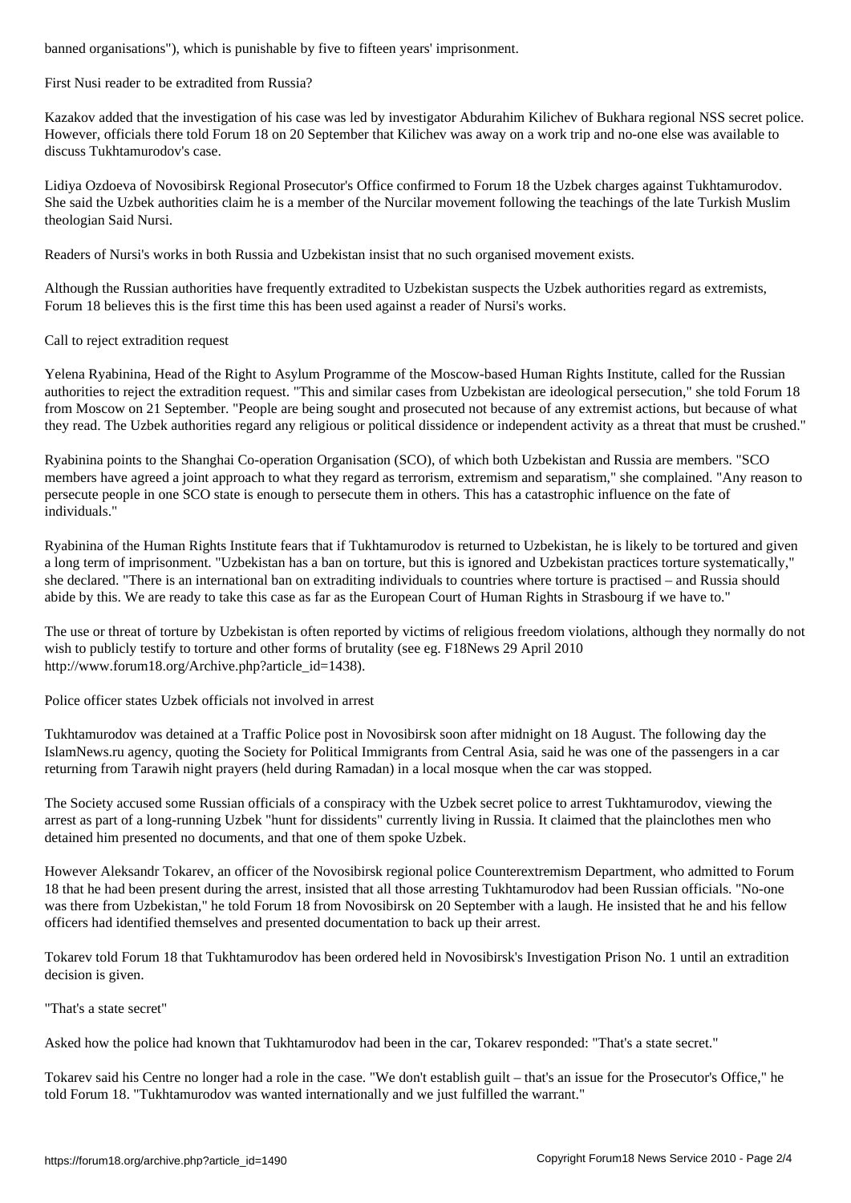banned organisations"), which is punishable by five to fifteen years' imprisonment.

## First Nusi reader to be extradited from Russia?

Kazakov added that the investigation of his case was led by investigator Abdurahim Kilichev of Bukhara regional NSS secret police. However, officials there told Forum 18 on 20 September that Kilichev was away on a work trip and no-one else was available to discuss Tukhtamurodov's case.

Lidiya Ozdoeva of Novosibirsk Regional Prosecutor's Office confirmed to Forum 18 the Uzbek charges against Tukhtamurodov. She said the Uzbek authorities claim he is a member of the Nurcilar movement following the teachings of the late Turkish Muslim theologian Said Nursi.

Readers of Nursi's works in both Russia and Uzbekistan insist that no such organised movement exists.

Although the Russian authorities have frequently extradited to Uzbekistan suspects the Uzbek authorities regard as extremists, Forum 18 believes this is the first time this has been used against a reader of Nursi's works.

## Call to reject extradition request

Yelena Ryabinina, Head of the Right to Asylum Programme of the Moscow-based Human Rights Institute, called for the Russian authorities to reject the extradition request. "This and similar cases from Uzbekistan are ideological persecution," she told Forum 18 from Moscow on 21 September. "People are being sought and prosecuted not because of any extremist actions, but because of what they read. The Uzbek authorities regard any religious or political dissidence or independent activity as a threat that must be crushed."

Ryabinina points to the Shanghai Co-operation Organisation (SCO), of which both Uzbekistan and Russia are members. "SCO members have agreed a joint approach to what they regard as terrorism, extremism and separatism," she complained. "Any reason to persecute people in one SCO state is enough to persecute them in others. This has a catastrophic influence on the fate of individuals."

Ryabinina of the Human Rights Institute fears that if Tukhtamurodov is returned to Uzbekistan, he is likely to be tortured and given a long term of imprisonment. "Uzbekistan has a ban on torture, but this is ignored and Uzbekistan practices torture systematically," she declared. "There is an international ban on extraditing individuals to countries where torture is practised – and Russia should abide by this. We are ready to take this case as far as the European Court of Human Rights in Strasbourg if we have to."

The use or threat of torture by Uzbekistan is often reported by victims of religious freedom violations, although they normally do not wish to publicly testify to torture and other forms of brutality (see eg. F18News 29 April 2010 http://www.forum18.org/Archive.php?article_id=1438).

## Police officer states Uzbek officials not involved in arrest

Tukhtamurodov was detained at a Traffic Police post in Novosibirsk soon after midnight on 18 August. The following day the IslamNews.ru agency, quoting the Society for Political Immigrants from Central Asia, said he was one of the passengers in a car returning from Tarawih night prayers (held during Ramadan) in a local mosque when the car was stopped.

The Society accused some Russian officials of a conspiracy with the Uzbek secret police to arrest Tukhtamurodov, viewing the arrest as part of a long-running Uzbek "hunt for dissidents" currently living in Russia. It claimed that the plainclothes men who detained him presented no documents, and that one of them spoke Uzbek.

However Aleksandr Tokarev, an officer of the Novosibirsk regional police Counterextremism Department, who admitted to Forum 18 that he had been present during the arrest, insisted that all those arresting Tukhtamurodov had been Russian officials. "No-one was there from Uzbekistan," he told Forum 18 from Novosibirsk on 20 September with a laugh. He insisted that he and his fellow officers had identified themselves and presented documentation to back up their arrest.

Tokarev told Forum 18 that Tukhtamurodov has been ordered held in Novosibirsk's Investigation Prison No. 1 until an extradition decision is given.

## "That's a state secret"

Asked how the police had known that Tukhtamurodov had been in the car, Tokarev responded: "That's a state secret."

Tokarev said his Centre no longer had a role in the case. "We don't establish guilt – that's an issue for the Prosecutor's Office," he told Forum 18. "Tukhtamurodov was wanted internationally and we just fulfilled the warrant."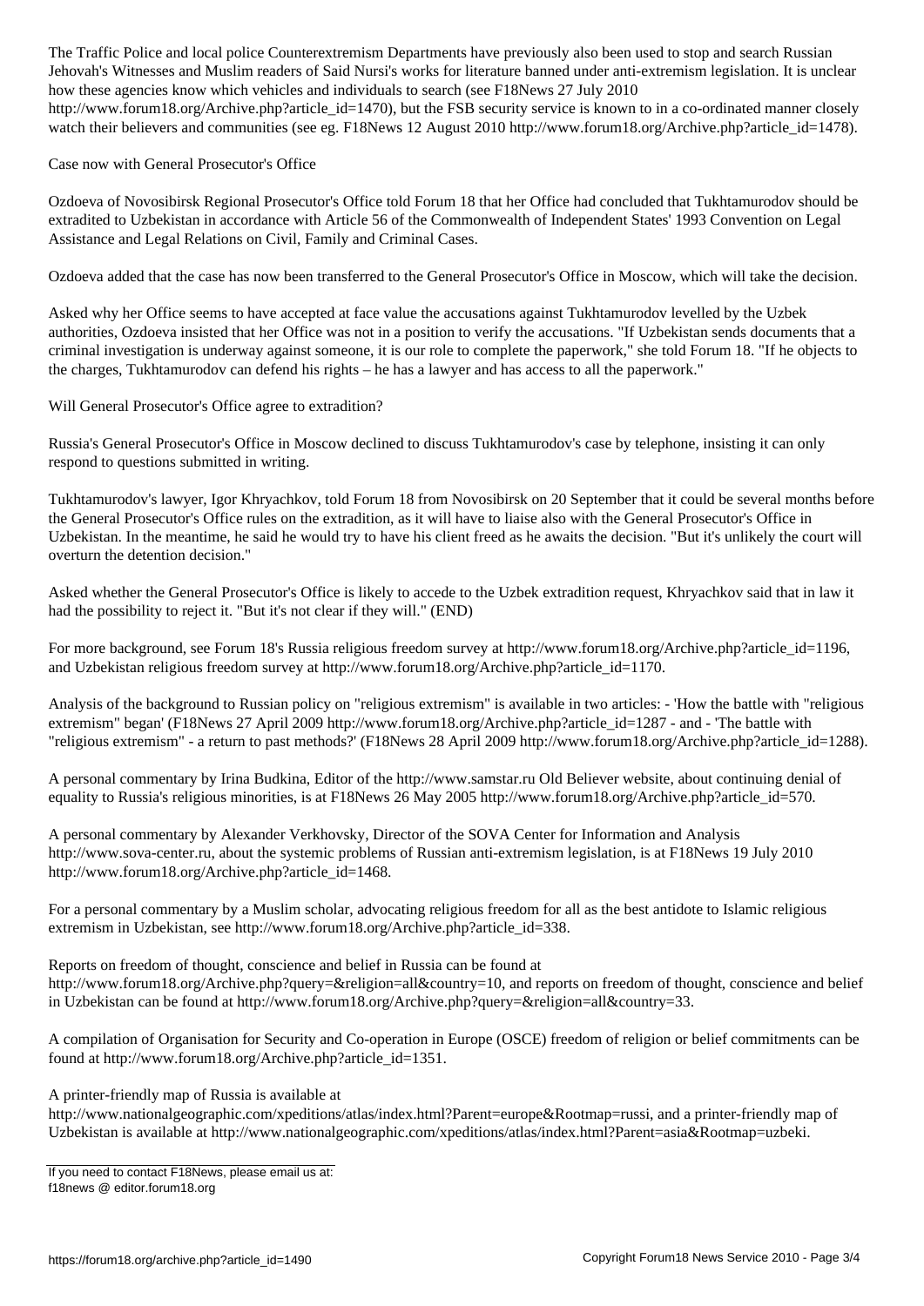The Traffic Police and local police Counterextremism Departments have previously also been used to stop and search Russian Jehovah's Witnesses and Muslim readers of Said Nursi's works for literature banned under anti-extremism legislation. It is unclear how these agencies know which vehicles and individuals to search (see F18News 27 July 2010 http://www.forum18.org/Archive.php?article_id=1470), but the FSB security service is known to in a co-ordinated manner closely watch their believers and communities (see eg. F18News 12 August 2010 http://www.forum18.org/Archive.php?article_id=1478).

## Case now with General Prosecutor's Office

Ozdoeva of Novosibirsk Regional Prosecutor's Office told Forum 18 that her Office had concluded that Tukhtamurodov should be extradited to Uzbekistan in accordance with Article 56 of the Commonwealth of Independent States' 1993 Convention on Legal Assistance and Legal Relations on Civil, Family and Criminal Cases.

Ozdoeva added that the case has now been transferred to the General Prosecutor's Office in Moscow, which will take the decision.

Asked why her Office seems to have accepted at face value the accusations against Tukhtamurodov levelled by the Uzbek authorities, Ozdoeva insisted that her Office was not in a position to verify the accusations. "If Uzbekistan sends documents that a criminal investigation is underway against someone, it is our role to complete the paperwork," she told Forum 18. "If he objects to the charges, Tukhtamurodov can defend his rights – he has a lawyer and has access to all the paperwork."

## Will General Prosecutor's Office agree to extradition?

Russia's General Prosecutor's Office in Moscow declined to discuss Tukhtamurodov's case by telephone, insisting it can only respond to questions submitted in writing.

Tukhtamurodov's lawyer, Igor Khryachkov, told Forum 18 from Novosibirsk on 20 September that it could be several months before the General Prosecutor's Office rules on the extradition, as it will have to liaise also with the General Prosecutor's Office in Uzbekistan. In the meantime, he said he would try to have his client freed as he awaits the decision. "But it's unlikely the court will overturn the detention decision."

Asked whether the General Prosecutor's Office is likely to accede to the Uzbek extradition request, Khryachkov said that in law it had the possibility to reject it. "But it's not clear if they will." (END)

For more background, see Forum 18's Russia religious freedom survey at http://www.forum18.org/Archive.php?article_id=1196, and Uzbekistan religious freedom survey at http://www.forum18.org/Archive.php?article_id=1170.

Analysis of the background to Russian policy on "religious extremism" is available in two articles: - 'How the battle with "religious extremism" began' (F18News 27 April 2009 http://www.forum18.org/Archive.php?article_id=1287 - and - 'The battle with "religious extremism" - a return to past methods?' (F18News 28 April 2009 http://www.forum18.org/Archive.php?article_id=1288).

A personal commentary by Irina Budkina, Editor of the http://www.samstar.ru Old Believer website, about continuing denial of equality to Russia's religious minorities, is at F18News 26 May 2005 http://www.forum18.org/Archive.php?article_id=570.

A personal commentary by Alexander Verkhovsky, Director of the SOVA Center for Information and Analysis http://www.sova-center.ru, about the systemic problems of Russian anti-extremism legislation, is at F18News 19 July 2010 http://www.forum18.org/Archive.php?article_id=1468.

For a personal commentary by a Muslim scholar, advocating religious freedom for all as the best antidote to Islamic religious extremism in Uzbekistan, see http://www.forum18.org/Archive.php?article_id=338.

Reports on freedom of thought, conscience and belief in Russia can be found at http://www.forum18.org/Archive.php?query=&religion=all&country=10, and reports on freedom of thought, conscience and belief in Uzbekistan can be found at http://www.forum18.org/Archive.php?query=&religion=all&country=33.

A compilation of Organisation for Security and Co-operation in Europe (OSCE) freedom of religion or belief commitments can be found at http://www.forum18.org/Archive.php?article_id=1351.

A printer-friendly map of Russia is available at http://www.nationalgeographic.com/xpeditions/atlas/index.html?Parent=europe&Rootmap=russi, and a printer-friendly map of Uzbekistan is available at http://www.nationalgeographic.com/xpeditions/atlas/index.html?Parent=asia&Rootmap=uzbeki.

If you need to contact F18News, please email us at:
f18news @ editor.forum18.org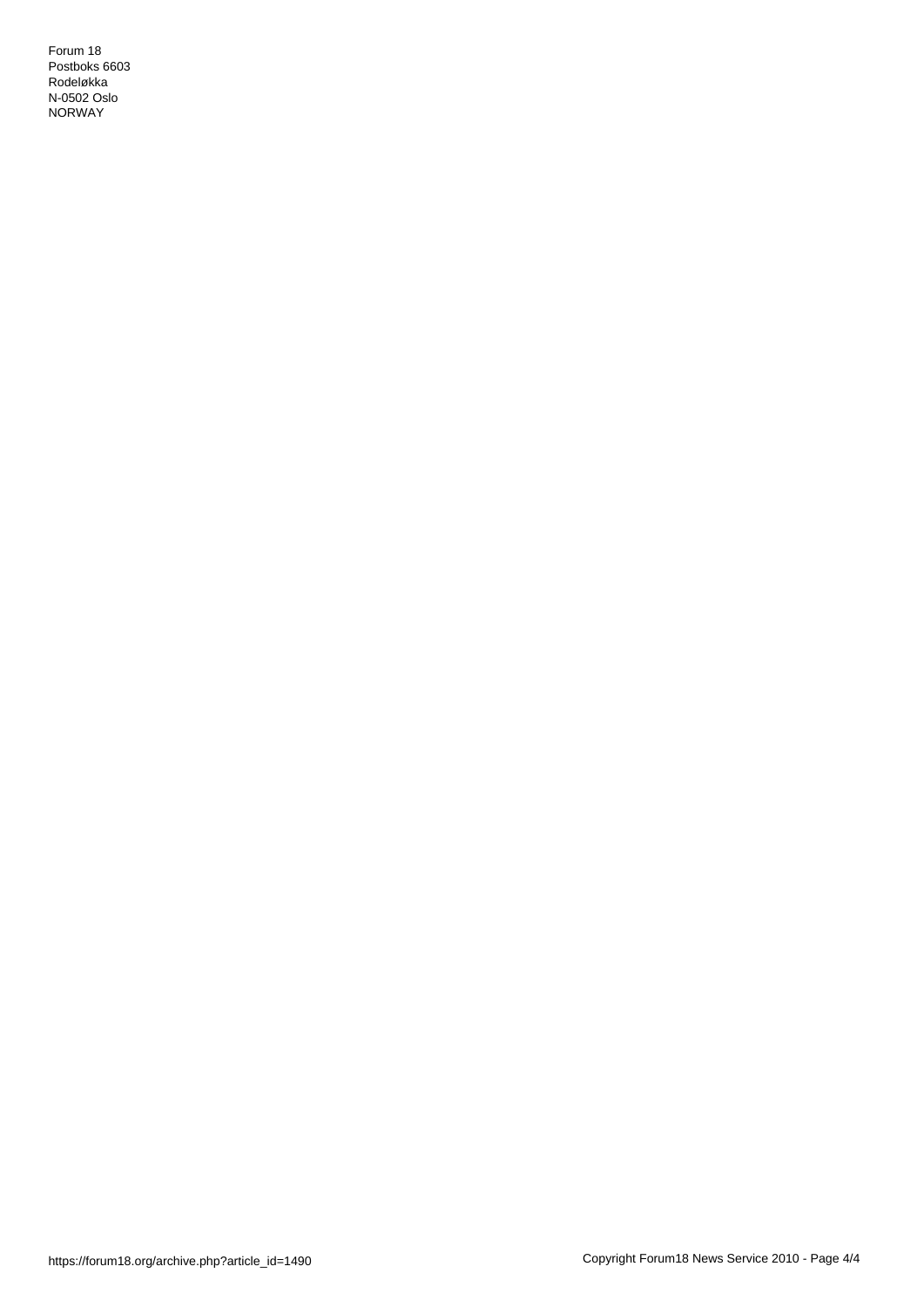Forum 18
Postboks 6603
Rodeløkka
N-0502 Oslo
NORWAY